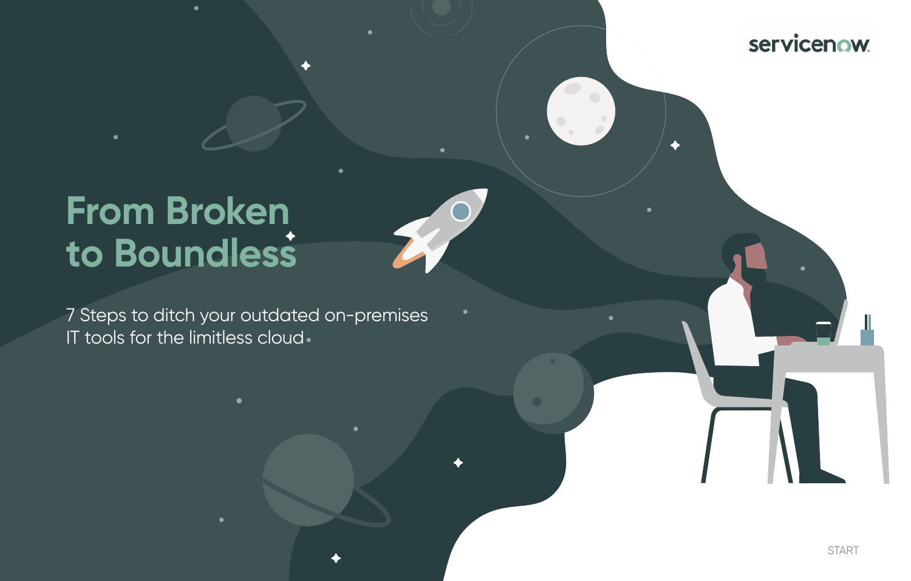# From Broken to Boundless

7 Steps to ditch your outdated on-premises IT tools for the limitless cloud

START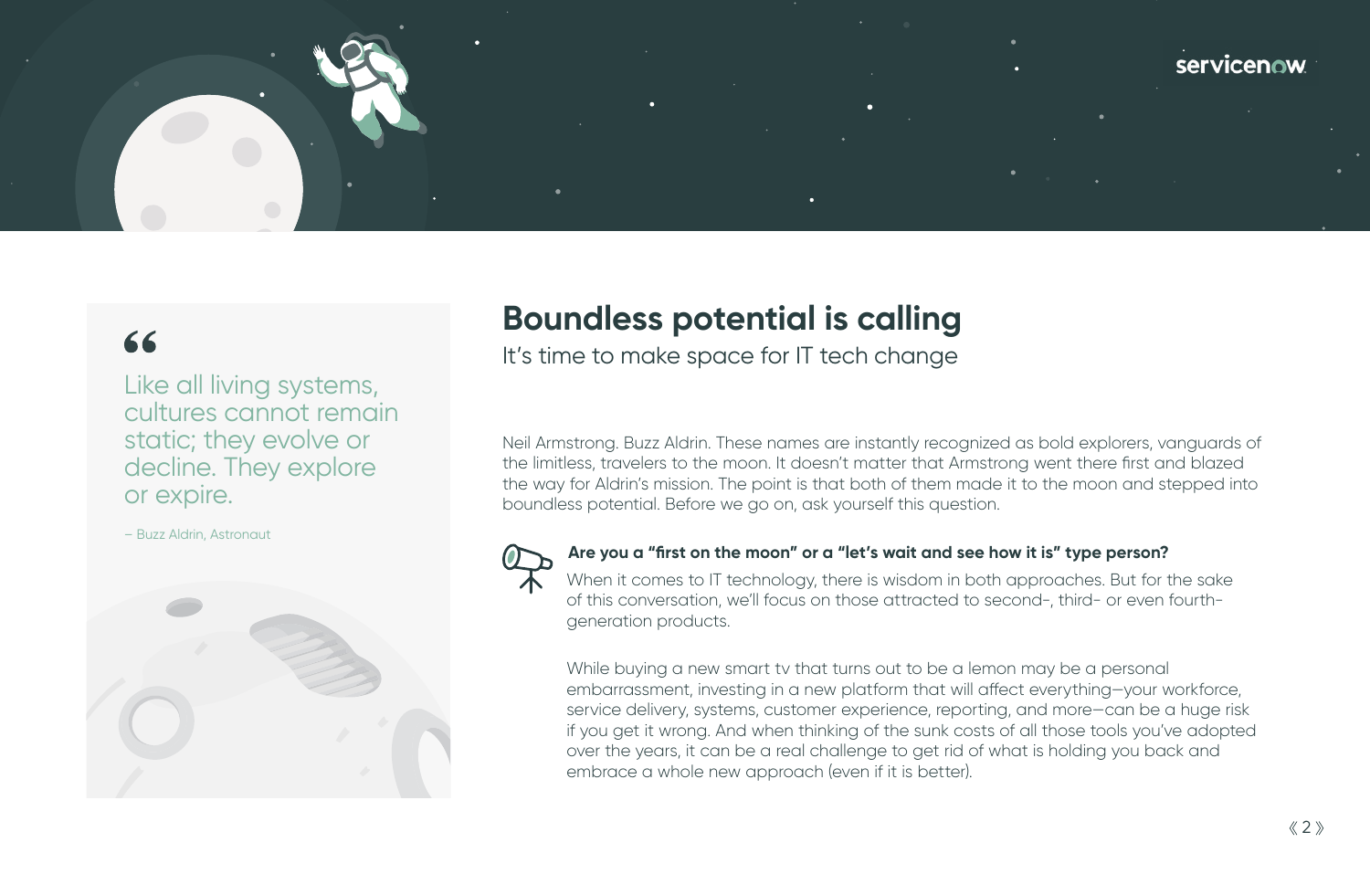> Like all living systems, cultures cannot remain static; they evolve or decline. They explore or expire.
>
> – Buzz Aldrin, Astronaut

# Boundless potential is calling

It's time to make space for IT tech change

Neil Armstrong. Buzz Aldrin. These names are instantly recognized as bold explorers, vanguards of the limitless, travelers to the moon. It doesn't matter that Armstrong went there first and blazed the way for Aldrin's mission. The point is that both of them made it to the moon and stepped into boundless potential. Before we go on, ask yourself this question.

**Are you a "first on the moon" or a "let's wait and see how it is" type person?**

When it comes to IT technology, there is wisdom in both approaches. But for the sake of this conversation, we'll focus on those attracted to second-, third- or even fourth-generation products.

While buying a new smart tv that turns out to be a lemon may be a personal embarrassment, investing in a new platform that will affect everything—your workforce, service delivery, systems, customer experience, reporting, and more—can be a huge risk if you get it wrong. And when thinking of the sunk costs of all those tools you've adopted over the years, it can be a real challenge to get rid of what is holding you back and embrace a whole new approach (even if it is better).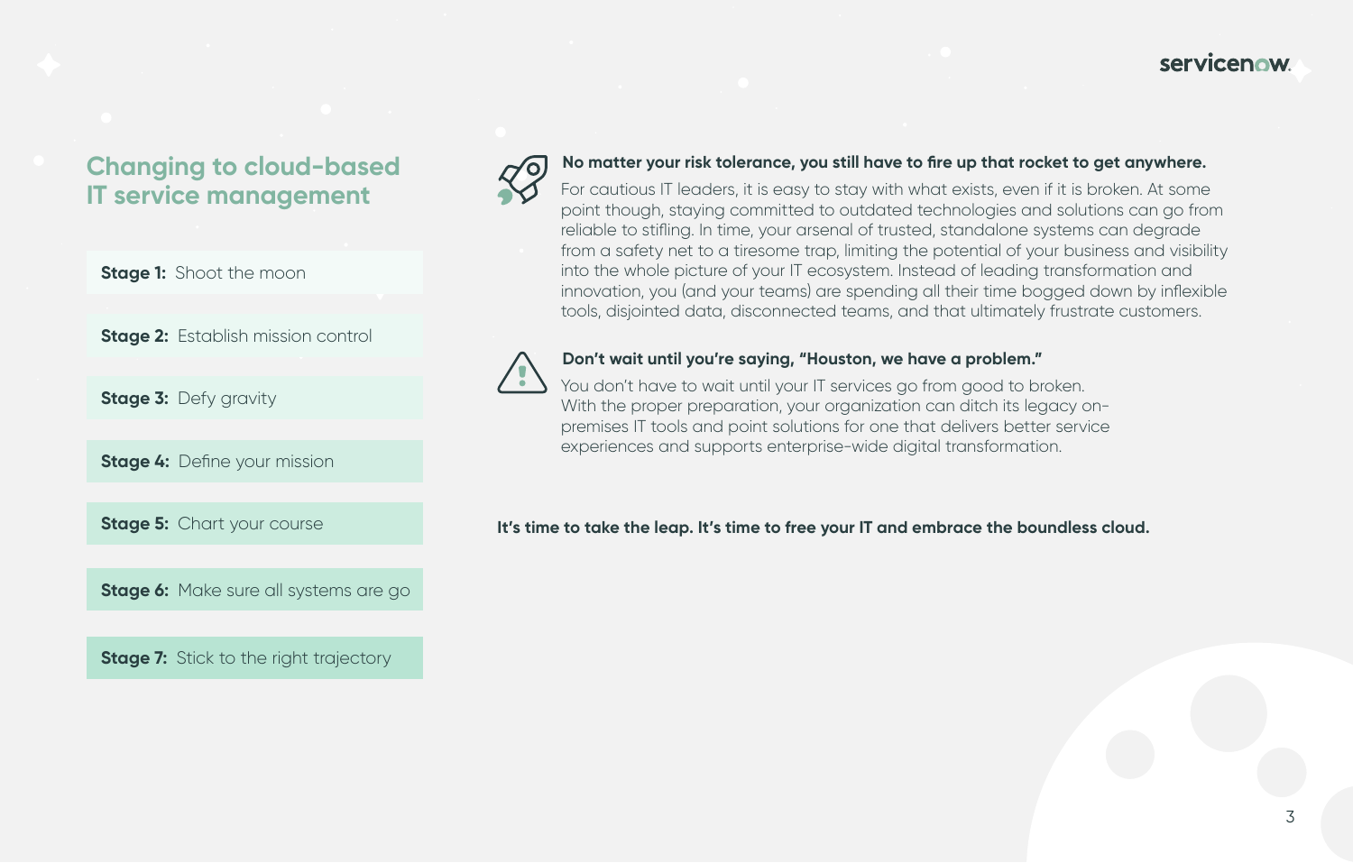## Changing to cloud-based IT service management

**Stage 1:** Shoot the moon

**Stage 2:** Establish mission control

**Stage 3:** Defy gravity

**Stage 4:** Define your mission

**Stage 5:** Chart your course

**Stage 6:** Make sure all systems are go

**Stage 7:** Stick to the right trajectory

**No matter your risk tolerance, you still have to fire up that rocket to get anywhere.**

For cautious IT leaders, it is easy to stay with what exists, even if it is broken. At some point though, staying committed to outdated technologies and solutions can go from reliable to stifling. In time, your arsenal of trusted, standalone systems can degrade from a safety net to a tiresome trap, limiting the potential of your business and visibility into the whole picture of your IT ecosystem. Instead of leading transformation and innovation, you (and your teams) are spending all their time bogged down by inflexible tools, disjointed data, disconnected teams, and that ultimately frustrate customers.

**Don't wait until you're saying, "Houston, we have a problem."**

You don't have to wait until your IT services go from good to broken. With the proper preparation, your organization can ditch its legacy on-premises IT tools and point solutions for one that delivers better service experiences and supports enterprise-wide digital transformation.

**It's time to take the leap. It's time to free your IT and embrace the boundless cloud.**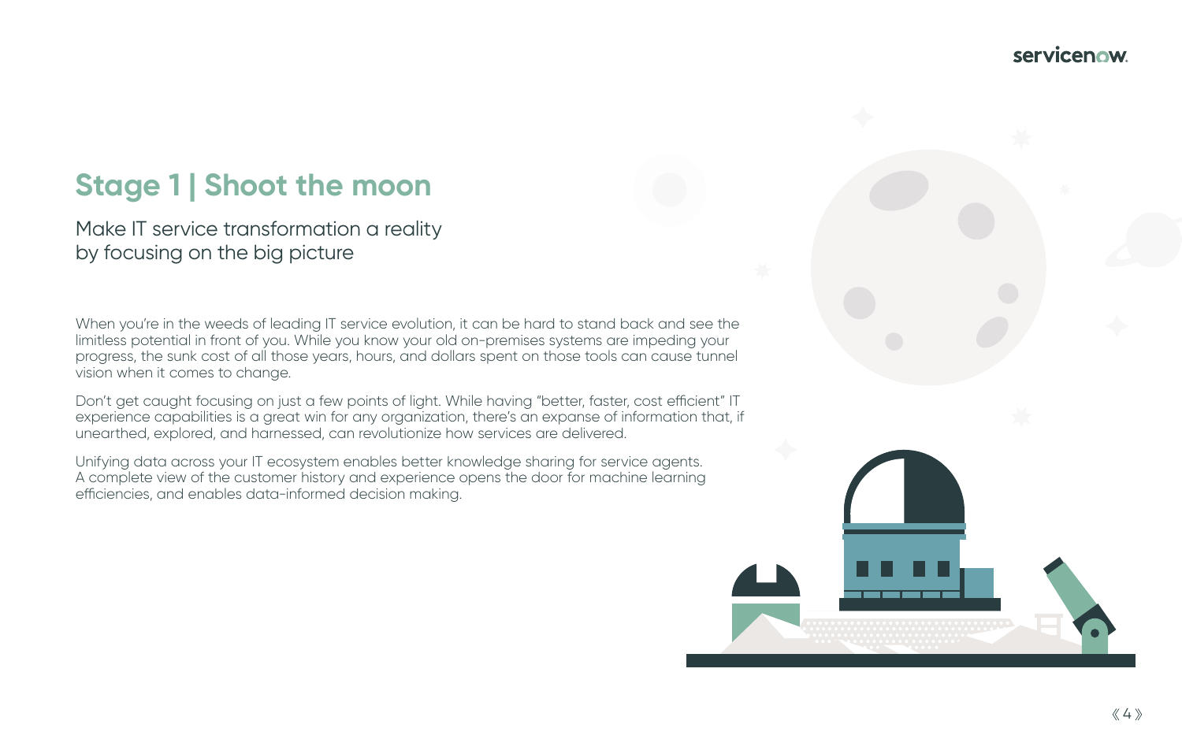## Stage 1 | Shoot the moon

### Make IT service transformation a reality by focusing on the big picture

When you're in the weeds of leading IT service evolution, it can be hard to stand back and see the limitless potential in front of you. While you know your old on-premises systems are impeding your progress, the sunk cost of all those years, hours, and dollars spent on those tools can cause tunnel vision when it comes to change.

Don't get caught focusing on just a few points of light. While having "better, faster, cost efficient" IT experience capabilities is a great win for any organization, there's an expanse of information that, if unearthed, explored, and harnessed, can revolutionize how services are delivered.

Unifying data across your IT ecosystem enables better knowledge sharing for service agents. A complete view of the customer history and experience opens the door for machine learning efficiencies, and enables data-informed decision making.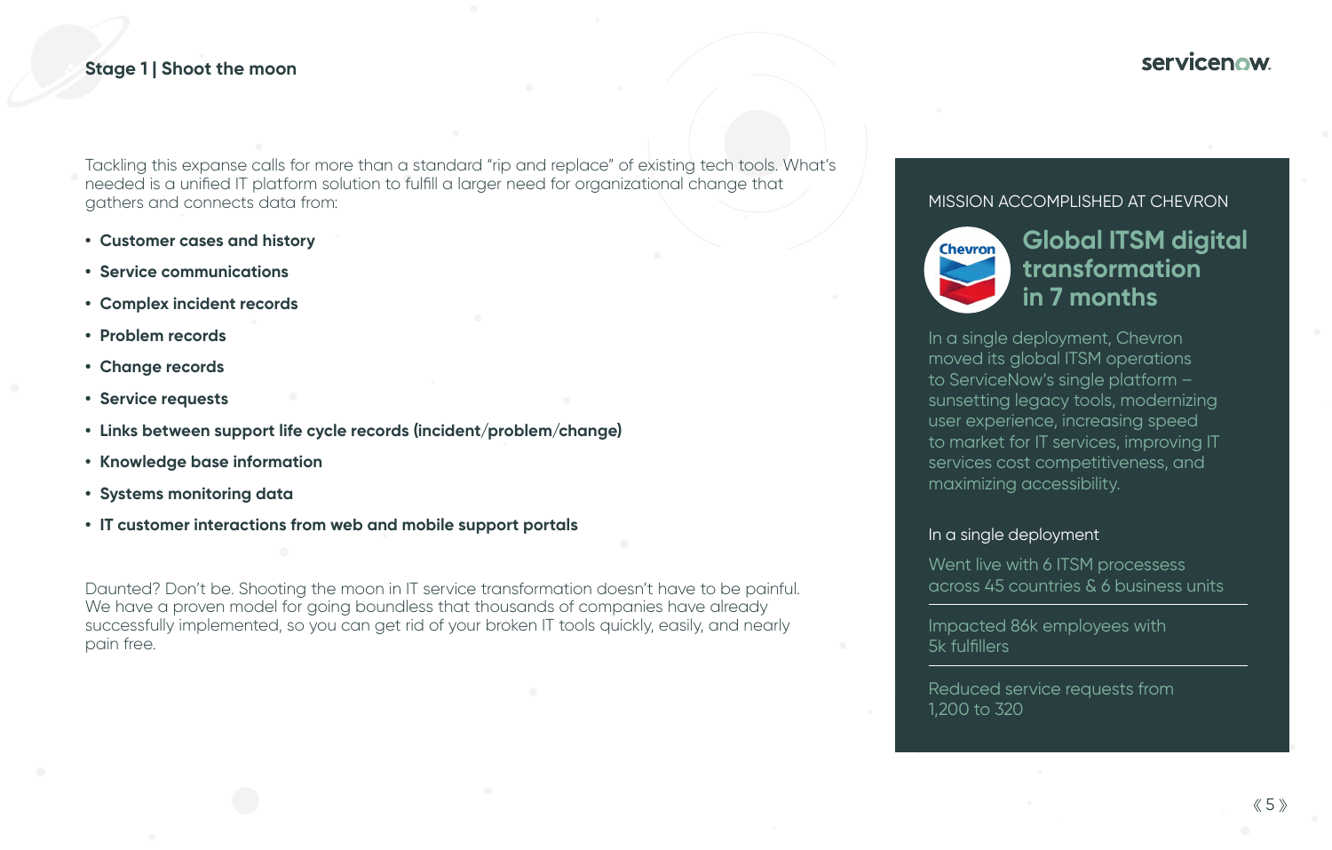## Stage 1 | Shoot the moon

Tackling this expanse calls for more than a standard "rip and replace" of existing tech tools. What's needed is a unified IT platform solution to fulfill a larger need for organizational change that gathers and connects data from:

- **Customer cases and history**
- **Service communications**
- **Complex incident records**
- **Problem records**
- **Change records**
- **Service requests**
- **Links between support life cycle records (incident/problem/change)**
- **Knowledge base information**
- **Systems monitoring data**
- **IT customer interactions from web and mobile support portals**

Daunted? Don't be. Shooting the moon in IT service transformation doesn't have to be painful. We have a proven model for going boundless that thousands of companies have already successfully implemented, so you can get rid of your broken IT tools quickly, easily, and nearly pain free.

### MISSION ACCOMPLISHED AT CHEVRON

Chevron

**Global ITSM digital transformation in 7 months**

In a single deployment, Chevron moved its global ITSM operations to ServiceNow's single platform – sunsetting legacy tools, modernizing user experience, increasing speed to market for IT services, improving IT services cost competitiveness, and maximizing accessibility.

In a single deployment

Went live with 6 ITSM processess across 45 countries & 6 business units

Impacted 86k employees with 5k fulfillers

Reduced service requests from 1,200 to 320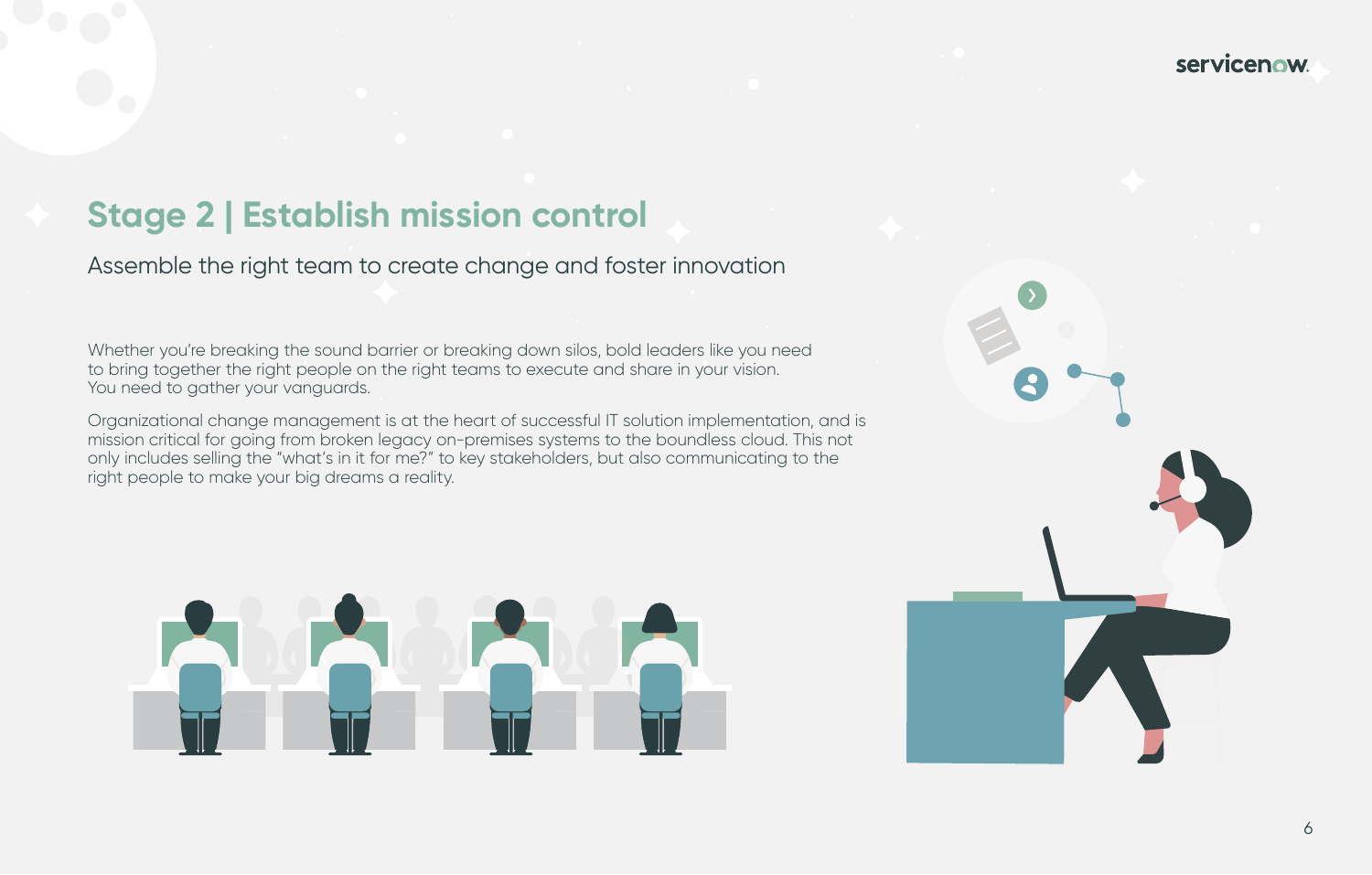## Stage 2 | Establish mission control

Assemble the right team to create change and foster innovation

Whether you're breaking the sound barrier or breaking down silos, bold leaders like you need to bring together the right people on the right teams to execute and share in your vision. You need to gather your vanguards.

Organizational change management is at the heart of successful IT solution implementation, and is mission critical for going from broken legacy on-premises systems to the boundless cloud. This not only includes selling the "what's in it for me?" to key stakeholders, but also communicating to the right people to make your big dreams a reality.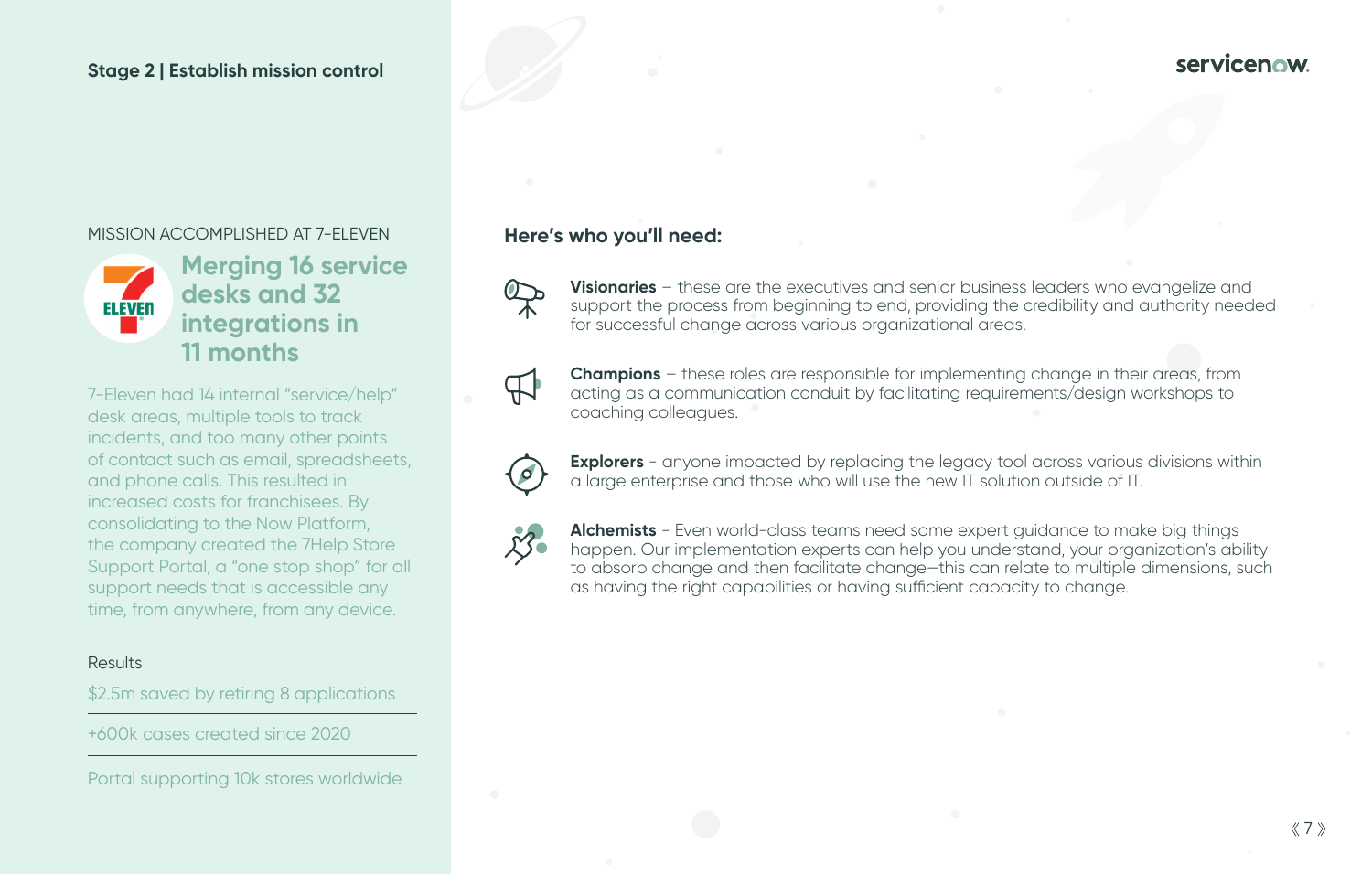Stage 2 | Establish mission control

MISSION ACCOMPLISHED AT 7-ELEVEN

## Merging 16 service desks and 32 integrations in 11 months

7-Eleven had 14 internal "service/help" desk areas, multiple tools to track incidents, and too many other points of contact such as email, spreadsheets, and phone calls. This resulted in increased costs for franchisees. By consolidating to the Now Platform, the company created the 7Help Store Support Portal, a "one stop shop" for all support needs that is accessible any time, from anywhere, from any device.

Results

$2.5m saved by retiring 8 applications

+600k cases created since 2020

Portal supporting 10k stores worldwide

### Here's who you'll need:

**Visionaries** – these are the executives and senior business leaders who evangelize and support the process from beginning to end, providing the credibility and authority needed for successful change across various organizational areas.

**Champions** – these roles are responsible for implementing change in their areas, from acting as a communication conduit by facilitating requirements/design workshops to coaching colleagues.

**Explorers** - anyone impacted by replacing the legacy tool across various divisions within a large enterprise and those who will use the new IT solution outside of IT.

**Alchemists** - Even world-class teams need some expert guidance to make big things happen. Our implementation experts can help you understand, your organization's ability to absorb change and then facilitate change—this can relate to multiple dimensions, such as having the right capabilities or having sufficient capacity to change.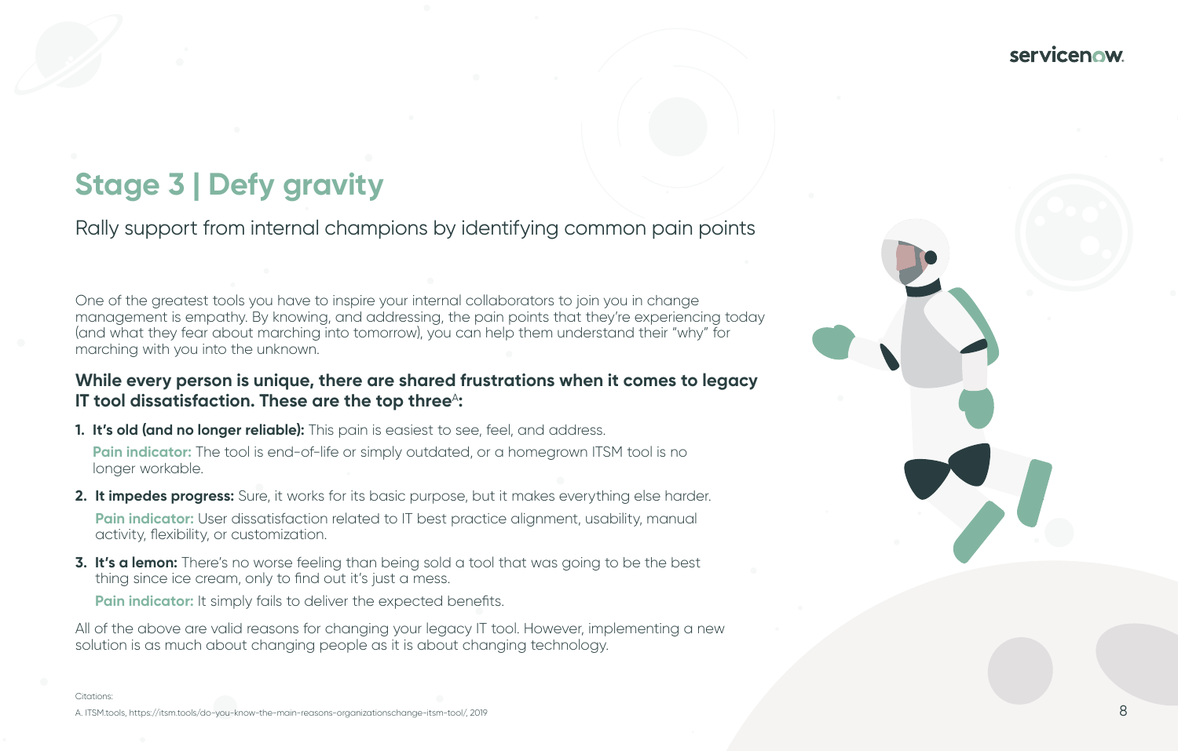# Stage 3 | Defy gravity

## Rally support from internal champions by identifying common pain points

One of the greatest tools you have to inspire your internal collaborators to join you in change management is empathy. By knowing, and addressing, the pain points that they're experiencing today (and what they fear about marching into tomorrow), you can help them understand their "why" for marching with you into the unknown.

### While every person is unique, there are shared frustrations when it comes to legacy IT tool dissatisfaction. These are the top three[A]:

1. **It's old (and no longer reliable):** This pain is easiest to see, feel, and address.

   **Pain indicator:** The tool is end-of-life or simply outdated, or a homegrown ITSM tool is no longer workable.

2. **It impedes progress:** Sure, it works for its basic purpose, but it makes everything else harder.

   **Pain indicator:** User dissatisfaction related to IT best practice alignment, usability, manual activity, flexibility, or customization.

3. **It's a lemon:** There's no worse feeling than being sold a tool that was going to be the best thing since ice cream, only to find out it's just a mess.

   **Pain indicator:** It simply fails to deliver the expected benefits.

All of the above are valid reasons for changing your legacy IT tool. However, implementing a new solution is as much about changing people as it is about changing technology.

Citations:

A. ITSM.tools, https://itsm.tools/do-you-know-the-main-reasons-organizationschange-itsm-tool/, 2019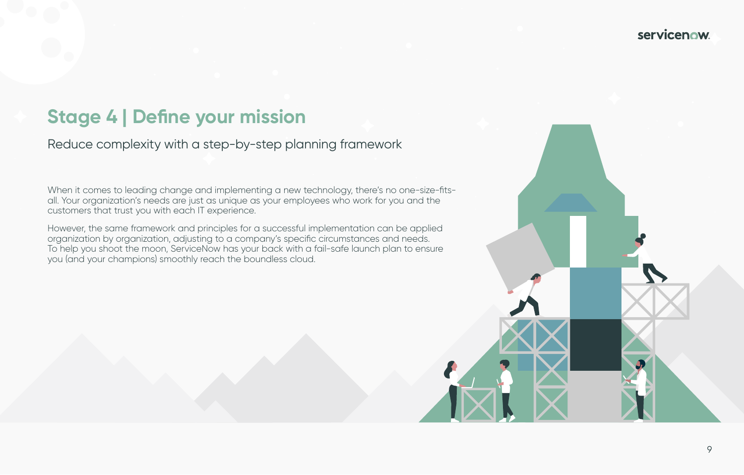## Stage 4 | Define your mission

Reduce complexity with a step-by-step planning framework

When it comes to leading change and implementing a new technology, there's no one-size-fits-all. Your organization's needs are just as unique as your employees who work for you and the customers that trust you with each IT experience.

However, the same framework and principles for a successful implementation can be applied organization by organization, adjusting to a company's specific circumstances and needs. To help you shoot the moon, ServiceNow has your back with a fail-safe launch plan to ensure you (and your champions) smoothly reach the boundless cloud.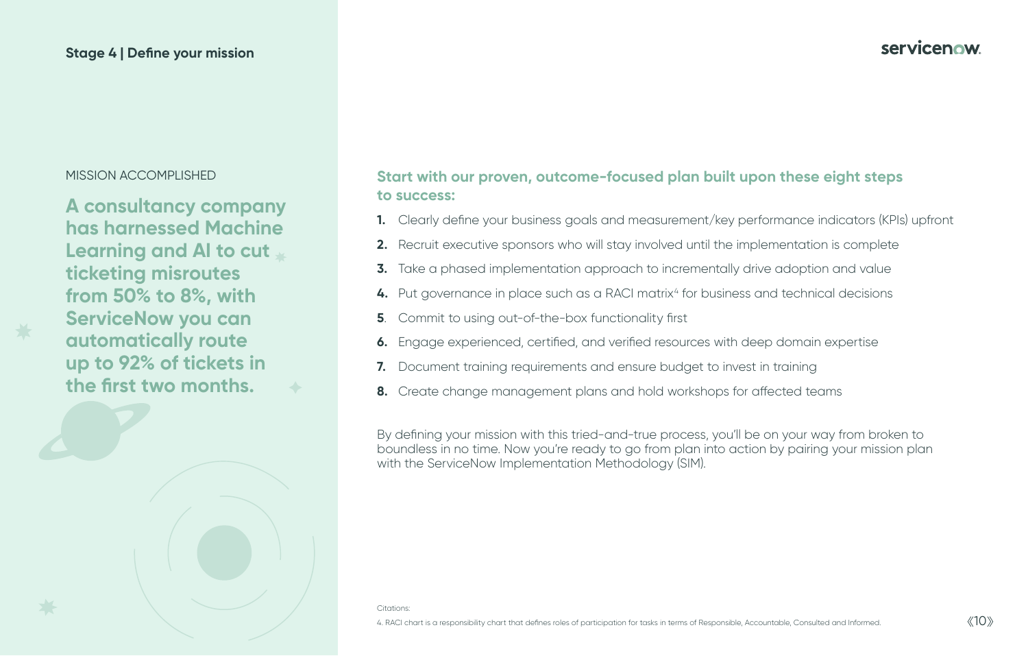## Stage 4 | Define your mission

MISSION ACCOMPLISHED

**A consultancy company has harnessed Machine Learning and AI to cut ticketing misroutes from 50% to 8%, with ServiceNow you can automatically route up to 92% of tickets in the first two months.**

**Start with our proven, outcome-focused plan built upon these eight steps to success:**

1. Clearly define your business goals and measurement/key performance indicators (KPIs) upfront
2. Recruit executive sponsors who will stay involved until the implementation is complete
3. Take a phased implementation approach to incrementally drive adoption and value
4. Put governance in place such as a RACI matrix[4] for business and technical decisions
5. Commit to using out-of-the-box functionality first
6. Engage experienced, certified, and verified resources with deep domain expertise
7. Document training requirements and ensure budget to invest in training
8. Create change management plans and hold workshops for affected teams

By defining your mission with this tried-and-true process, you'll be on your way from broken to boundless in no time. Now you're ready to go from plan into action by pairing your mission plan with the ServiceNow Implementation Methodology (SIM).

Citations:

4. RACI chart is a responsibility chart that defines roles of participation for tasks in terms of Responsible, Accountable, Consulted and Informed.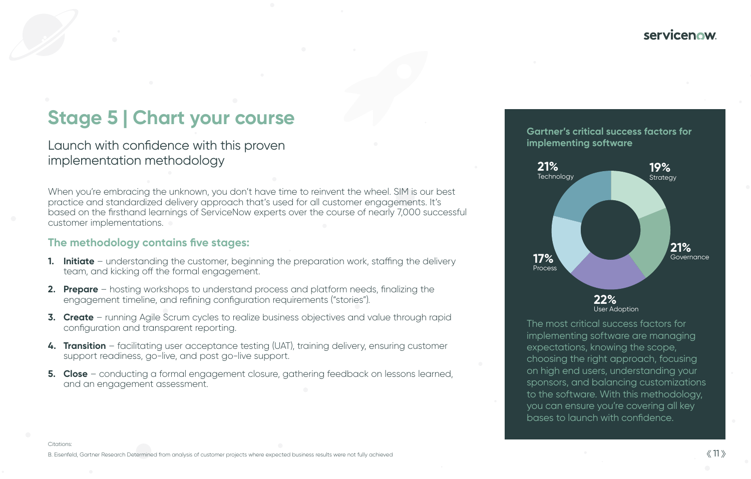# Stage 5 | Chart your course

## Launch with confidence with this proven implementation methodology

When you're embracing the unknown, you don't have time to reinvent the wheel. SIM is our best practice and standardized delivery approach that's used for all customer engagements. It's based on the firsthand learnings of ServiceNow experts over the course of nearly 7,000 successful customer implementations.

### The methodology contains five stages:

1. **Initiate** – understanding the customer, beginning the preparation work, staffing the delivery team, and kicking off the formal engagement.
2. **Prepare** – hosting workshops to understand process and platform needs, finalizing the engagement timeline, and refining configuration requirements ("stories").
3. **Create** – running Agile Scrum cycles to realize business objectives and value through rapid configuration and transparent reporting.
4. **Transition** – facilitating user acceptance testing (UAT), training delivery, ensuring customer support readiness, go-live, and post go-live support.
5. **Close** – conducting a formal engagement closure, gathering feedback on lessons learned, and an engagement assessment.

### Gartner's critical success factors for implementing software

- 21% Technology
- 19% Strategy
- 21% Governance
- 22% User Adoption
- 17% Process

The most critical success factors for implementing software are managing expectations, knowing the scope, choosing the right approach, focusing on high end users, understanding your sponsors, and balancing customizations to the software. With this methodology, you can ensure you're covering all key bases to launch with confidence.

Citations:

B. Eisenfeld, Gartner Research Determined from analysis of customer projects where expected business results were not fully achieved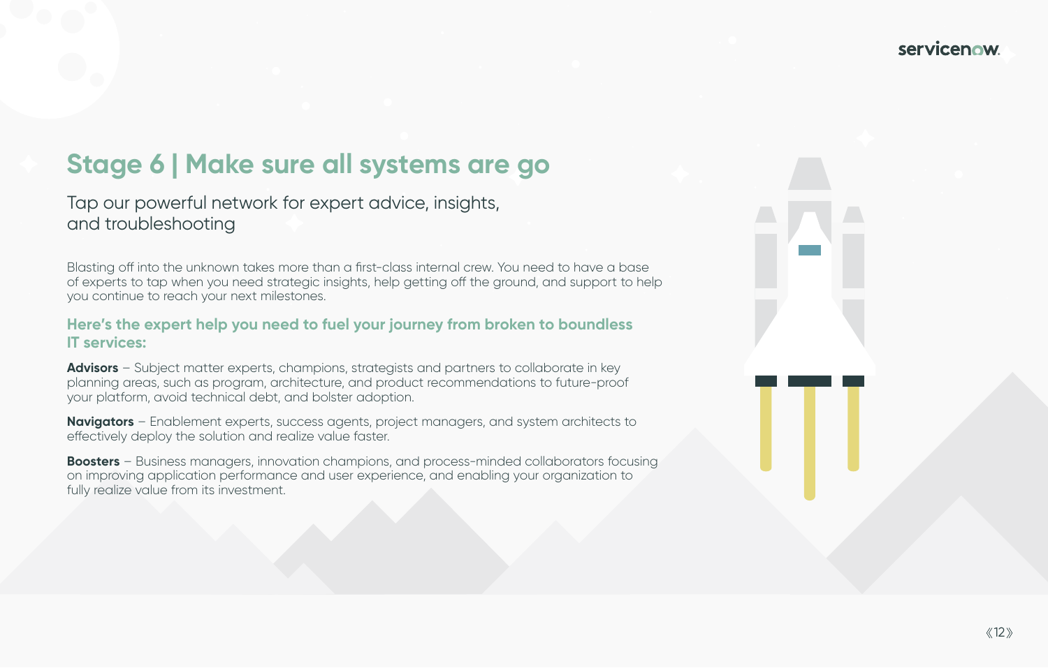# Stage 6 | Make sure all systems are go

Tap our powerful network for expert advice, insights, and troubleshooting

Blasting off into the unknown takes more than a first-class internal crew. You need to have a base of experts to tap when you need strategic insights, help getting off the ground, and support to help you continue to reach your next milestones.

### Here's the expert help you need to fuel your journey from broken to boundless IT services:

**Advisors** – Subject matter experts, champions, strategists and partners to collaborate in key planning areas, such as program, architecture, and product recommendations to future-proof your platform, avoid technical debt, and bolster adoption.

**Navigators** – Enablement experts, success agents, project managers, and system architects to effectively deploy the solution and realize value faster.

**Boosters** – Business managers, innovation champions, and process-minded collaborators focusing on improving application performance and user experience, and enabling your organization to fully realize value from its investment.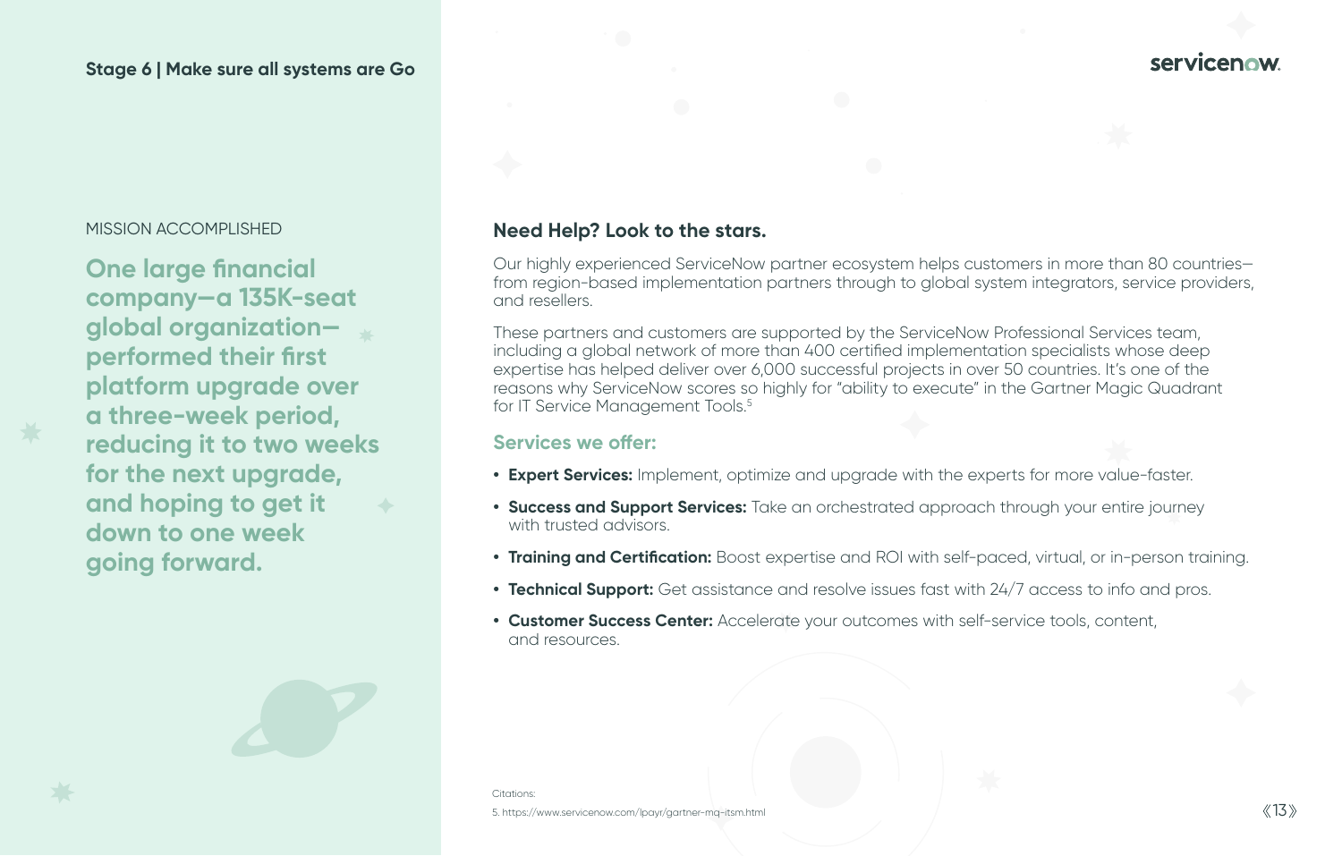## Stage 6 | Make sure all systems are Go

MISSION ACCOMPLISHED

**One large financial company—a 135K-seat global organization—performed their first platform upgrade over a three-week period, reducing it to two weeks for the next upgrade, and hoping to get it down to one week going forward.**

### Need Help? Look to the stars.

Our highly experienced ServiceNow partner ecosystem helps customers in more than 80 countries—from region-based implementation partners through to global system integrators, service providers, and resellers.

These partners and customers are supported by the ServiceNow Professional Services team, including a global network of more than 400 certified implementation specialists whose deep expertise has helped deliver over 6,000 successful projects in over 50 countries. It's one of the reasons why ServiceNow scores so highly for "ability to execute" in the Gartner Magic Quadrant for IT Service Management Tools.[5]

### Services we offer:

- **Expert Services:** Implement, optimize and upgrade with the experts for more value-faster.
- **Success and Support Services:** Take an orchestrated approach through your entire journey with trusted advisors.
- **Training and Certification:** Boost expertise and ROI with self-paced, virtual, or in-person training.
- **Technical Support:** Get assistance and resolve issues fast with 24/7 access to info and pros.
- **Customer Success Center:** Accelerate your outcomes with self-service tools, content, and resources.

Citations:

5. https://www.servicenow.com/lpayr/gartner-mq-itsm.html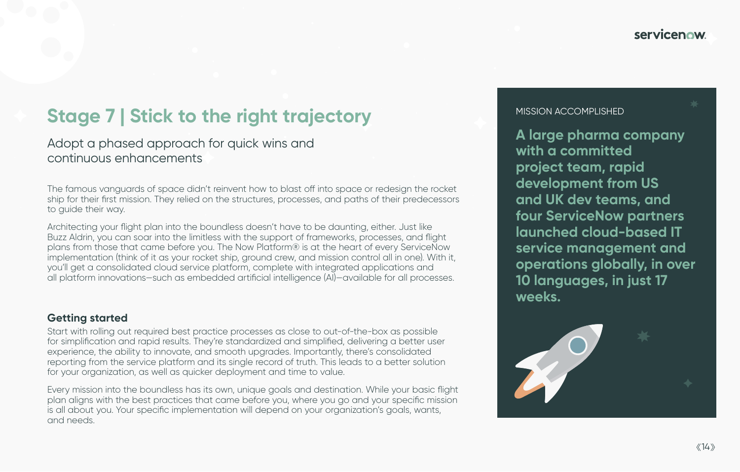## Stage 7 | Stick to the right trajectory

### Adopt a phased approach for quick wins and continuous enhancements

The famous vanguards of space didn't reinvent how to blast off into space or redesign the rocket ship for their first mission. They relied on the structures, processes, and paths of their predecessors to guide their way.

Architecting your flight plan into the boundless doesn't have to be daunting, either. Just like Buzz Aldrin, you can soar into the limitless with the support of frameworks, processes, and flight plans from those that came before you. The Now Platform® is at the heart of every ServiceNow implementation (think of it as your rocket ship, ground crew, and mission control all in one). With it, you'll get a consolidated cloud service platform, complete with integrated applications and all platform innovations—such as embedded artificial intelligence (AI)—available for all processes.

**Getting started**

Start with rolling out required best practice processes as close to out-of-the-box as possible for simplification and rapid results. They're standardized and simplified, delivering a better user experience, the ability to innovate, and smooth upgrades. Importantly, there's consolidated reporting from the service platform and its single record of truth. This leads to a better solution for your organization, as well as quicker deployment and time to value.

Every mission into the boundless has its own, unique goals and destination. While your basic flight plan aligns with the best practices that came before you, where you go and your specific mission is all about you. Your specific implementation will depend on your organization's goals, wants, and needs.

MISSION ACCOMPLISHED

**A large pharma company with a committed project team, rapid development from US and UK dev teams, and four ServiceNow partners launched cloud-based IT service management and operations globally, in over 10 languages, in just 17 weeks.**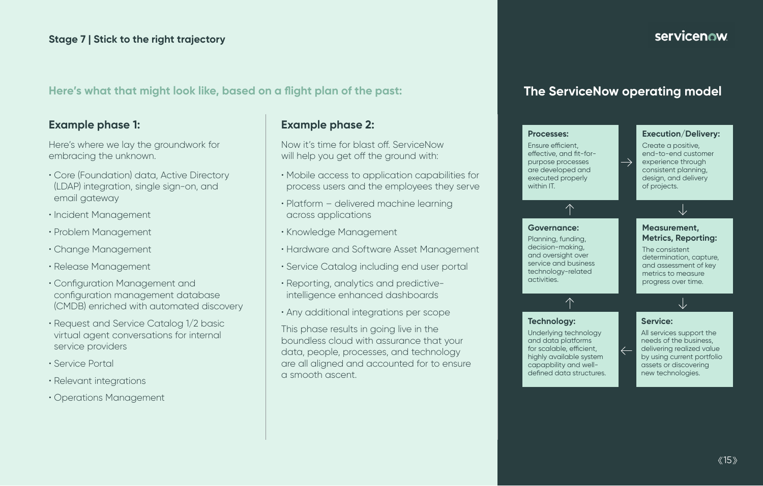Stage 7 | Stick to the right trajectory

## Here's what that might look like, based on a flight plan of the past:

### Example phase 1:

Here's where we lay the groundwork for embracing the unknown.

- Core (Foundation) data, Active Directory (LDAP) integration, single sign-on, and email gateway
- Incident Management
- Problem Management
- Change Management
- Release Management
- Configuration Management and configuration management database (CMDB) enriched with automated discovery
- Request and Service Catalog 1/2 basic virtual agent conversations for internal service providers
- Service Portal
- Relevant integrations
- Operations Management

### Example phase 2:

Now it's time for blast off. ServiceNow will help you get off the ground with:

- Mobile access to application capabilities for process users and the employees they serve
- Platform – delivered machine learning across applications
- Knowledge Management
- Hardware and Software Asset Management
- Service Catalog including end user portal
- Reporting, analytics and predictive-intelligence enhanced dashboards
- Any additional integrations per scope

This phase results in going live in the boundless cloud with assurance that your data, people, processes, and technology are all aligned and accounted for to ensure a smooth ascent.

## The ServiceNow operating model

**Processes:** Ensure efficient, effective, and fit-for-purpose processes are developed and executed properly within IT.

→

**Execution/Delivery:** Create a positive, end-to-end customer experience through consistent planning, design, and delivery of projects.

↓

**Measurement, Metrics, Reporting:** The consistent determination, capture, and assessment of key metrics to measure progress over time.

↓

**Service:** All services support the needs of the business, delivering realized value by using current portfolio assets or discovering new technologies.

←

**Technology:** Underlying technology and data platforms for scalable, efficient, highly available system capapbility and well-defined data structures.

↑

**Governance:** Planning, funding, decision-making, and oversight over service and business technology-related activities.

↑

(back to **Processes**)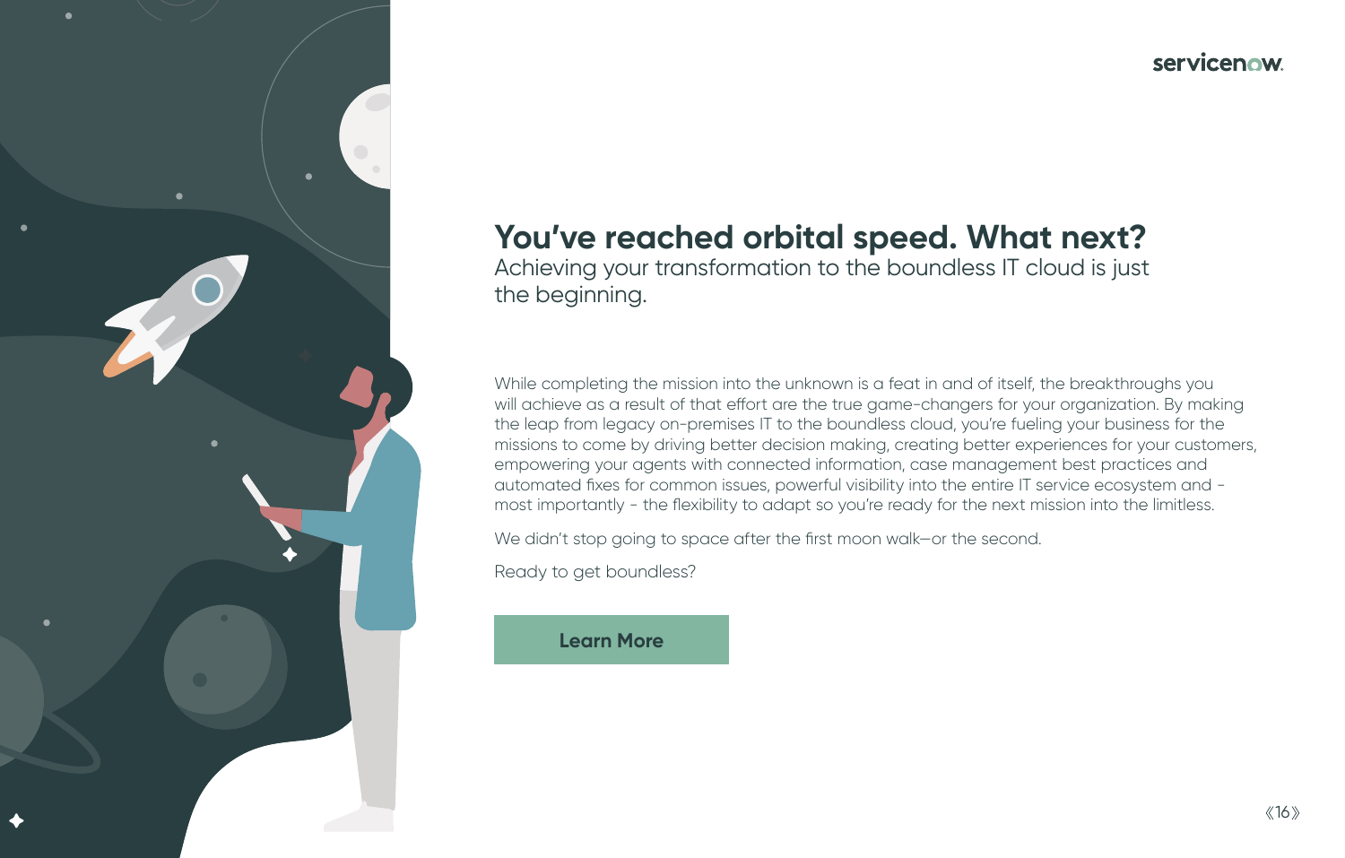## You've reached orbital speed. What next?

Achieving your transformation to the boundless IT cloud is just the beginning.

While completing the mission into the unknown is a feat in and of itself, the breakthroughs you will achieve as a result of that effort are the true game-changers for your organization. By making the leap from legacy on-premises IT to the boundless cloud, you're fueling your business for the missions to come by driving better decision making, creating better experiences for your customers, empowering your agents with connected information, case management best practices and automated fixes for common issues, powerful visibility into the entire IT service ecosystem and - most importantly - the flexibility to adapt so you're ready for the next mission into the limitless.

We didn't stop going to space after the first moon walk—or the second.

Ready to get boundless?

**Learn More**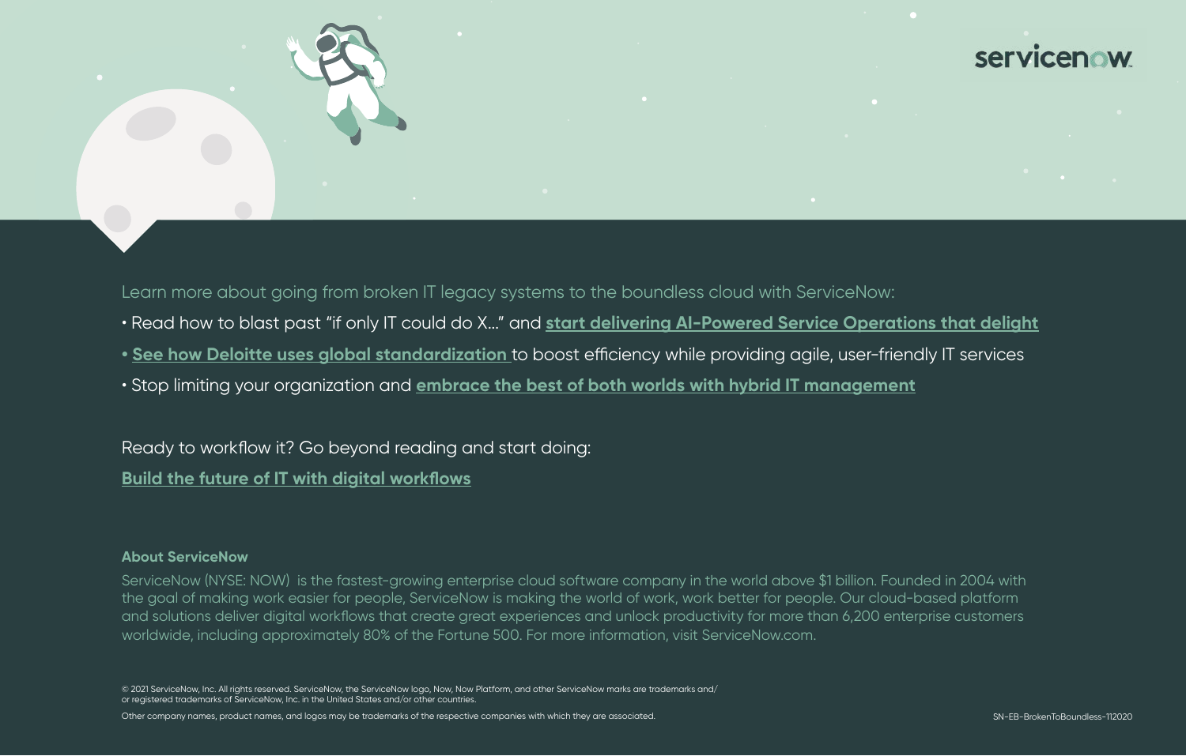Learn more about going from broken IT legacy systems to the boundless cloud with ServiceNow:

- Read how to blast past "if only IT could do X…" and **start delivering AI-Powered Service Operations that delight**
- **See how Deloitte uses global standardization** to boost efficiency while providing agile, user-friendly IT services
- Stop limiting your organization and **embrace the best of both worlds with hybrid IT management**

Ready to workflow it? Go beyond reading and start doing:

**Build the future of IT with digital workflows**

**About ServiceNow**

ServiceNow (NYSE: NOW) is the fastest-growing enterprise cloud software company in the world above $1 billion. Founded in 2004 with the goal of making work easier for people, ServiceNow is making the world of work, work better for people. Our cloud-based platform and solutions deliver digital workflows that create great experiences and unlock productivity for more than 6,200 enterprise customers worldwide, including approximately 80% of the Fortune 500. For more information, visit ServiceNow.com.

© 2021 ServiceNow, Inc. All rights reserved. ServiceNow, the ServiceNow logo, Now, Now Platform, and other ServiceNow marks are trademarks and/or registered trademarks of ServiceNow, Inc. in the United States and/or other countries.

Other company names, product names, and logos may be trademarks of the respective companies with which they are associated.

SN-EB-BrokenToBoundless-112020